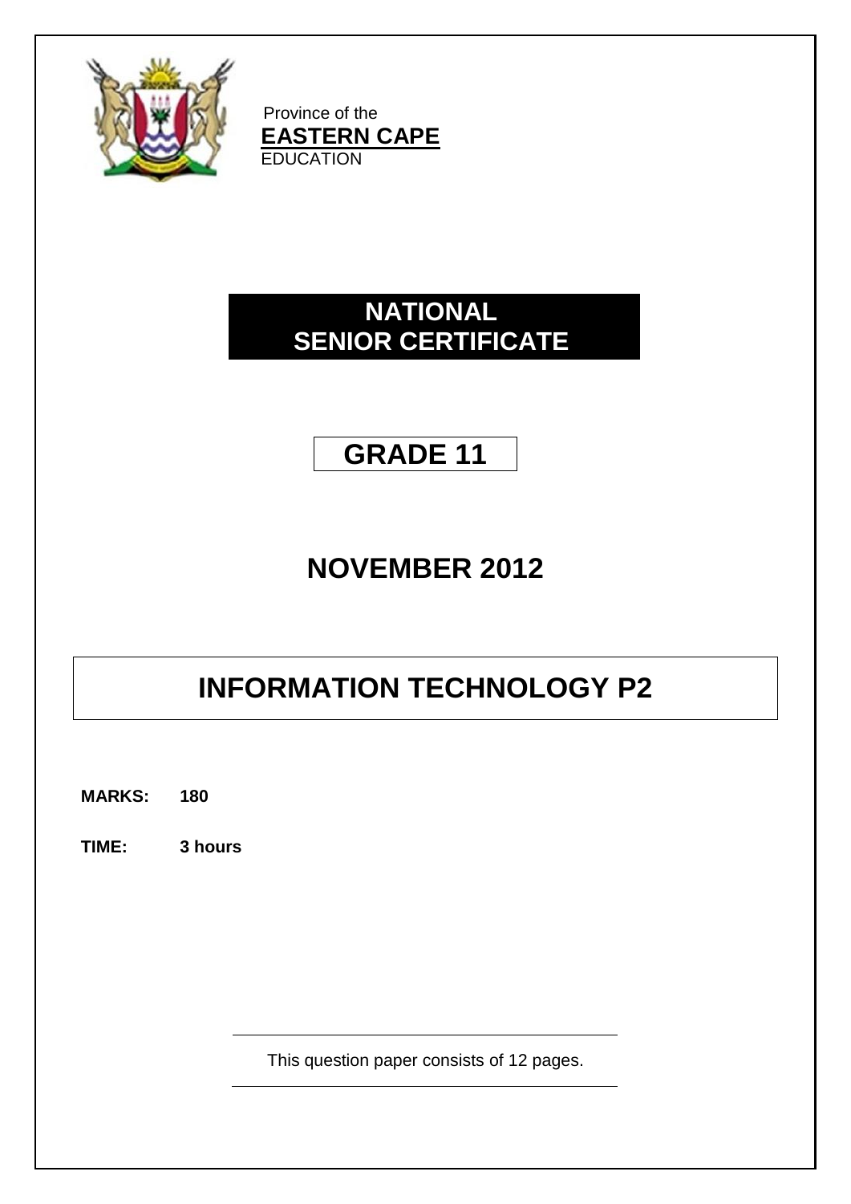Province of the

**EASTERN CAPE**

EDUCATION

# NATIONAL SENIOR CERTIFICATE

# GRADE 11

## NOVEMBER 2012

# INFORMATION TECHNOLOGY P2

**MARKS: 180**

**TIME: 3 hours**

This question paper consists of 12 pages.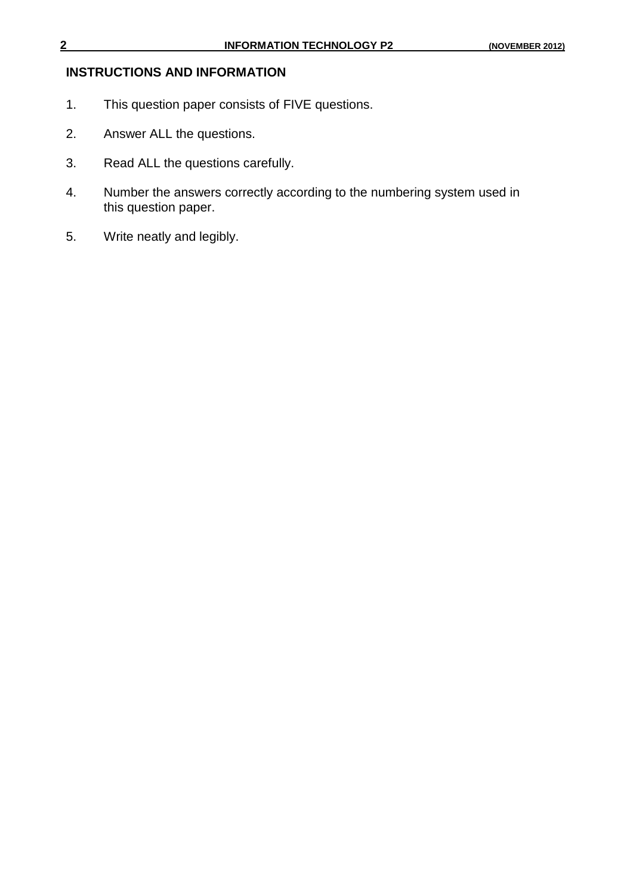## INSTRUCTIONS AND INFORMATION

1. This question paper consists of FIVE questions.
2. Answer ALL the questions.
3. Read ALL the questions carefully.
4. Number the answers correctly according to the numbering system used in this question paper.
5. Write neatly and legibly.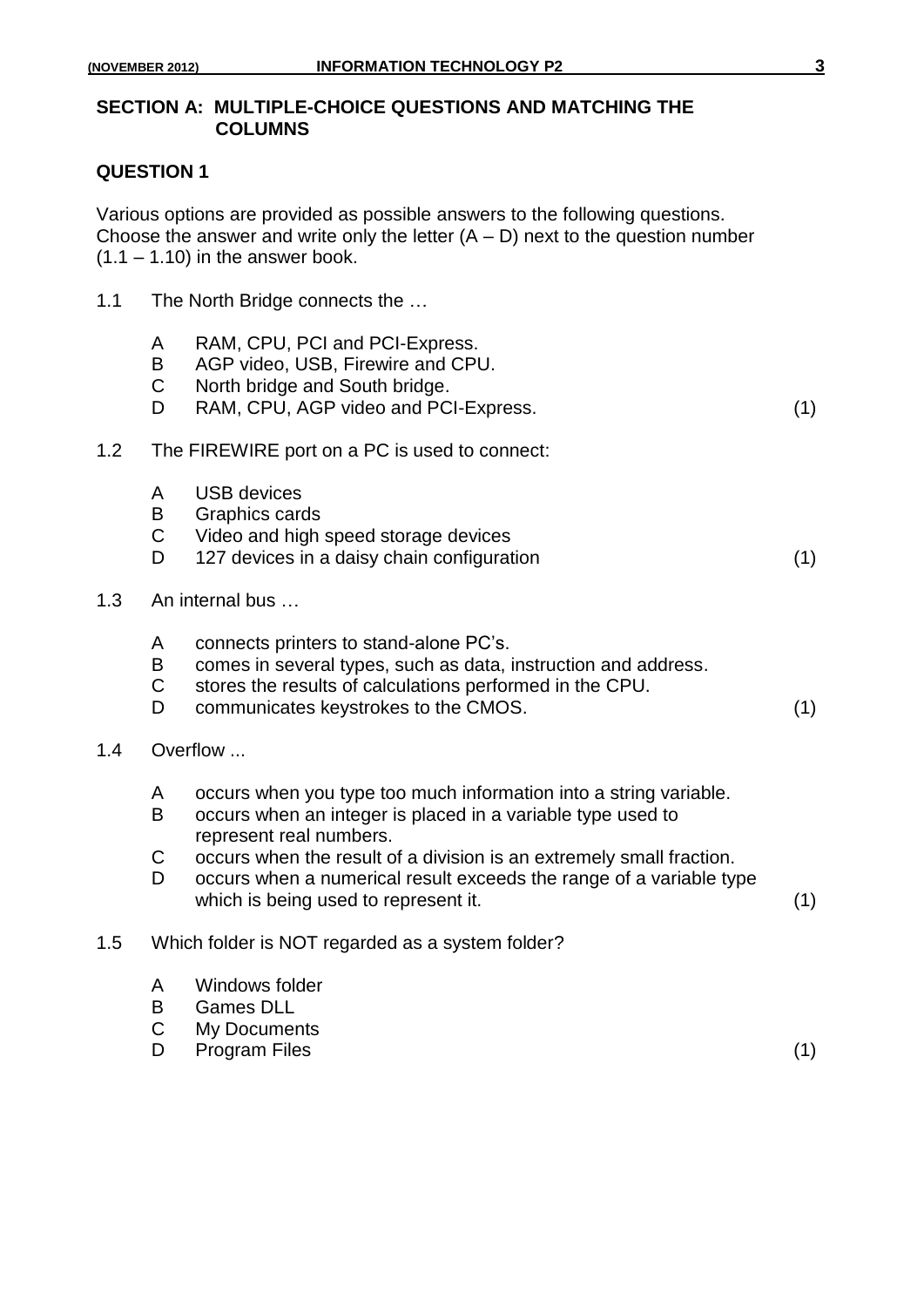## SECTION A: MULTIPLE-CHOICE QUESTIONS AND MATCHING THE COLUMNS

### QUESTION 1

Various options are provided as possible answers to the following questions. Choose the answer and write only the letter (A – D) next to the question number (1.1 – 1.10) in the answer book.

1.1 The North Bridge connects the …

- A RAM, CPU, PCI and PCI-Express.
- B AGP video, USB, Firewire and CPU.
- C North bridge and South bridge.
- D RAM, CPU, AGP video and PCI-Express. (1)

1.2 The FIREWIRE port on a PC is used to connect:

- A USB devices
- B Graphics cards
- C Video and high speed storage devices
- D 127 devices in a daisy chain configuration (1)

1.3 An internal bus …

- A connects printers to stand-alone PC's.
- B comes in several types, such as data, instruction and address.
- C stores the results of calculations performed in the CPU.
- D communicates keystrokes to the CMOS. (1)

1.4 Overflow ...

- A occurs when you type too much information into a string variable.
- B occurs when an integer is placed in a variable type used to represent real numbers.
- C occurs when the result of a division is an extremely small fraction.
- D occurs when a numerical result exceeds the range of a variable type which is being used to represent it. (1)

1.5 Which folder is NOT regarded as a system folder?

- A Windows folder
- B Games DLL
- C My Documents
- D Program Files (1)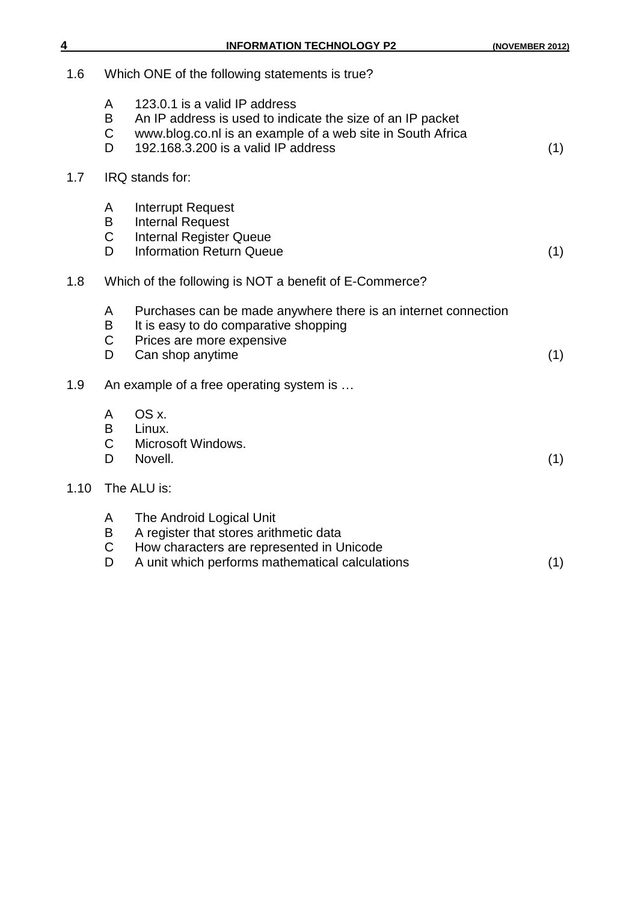1.6 Which ONE of the following statements is true?

- A 123.0.1 is a valid IP address
- B An IP address is used to indicate the size of an IP packet
- C www.blog.co.nl is an example of a web site in South Africa
- D 192.168.3.200 is a valid IP address (1)

1.7 IRQ stands for:

- A Interrupt Request
- B Internal Request
- C Internal Register Queue
- D Information Return Queue (1)

1.8 Which of the following is NOT a benefit of E-Commerce?

- A Purchases can be made anywhere there is an internet connection
- B It is easy to do comparative shopping
- C Prices are more expensive
- D Can shop anytime (1)

1.9 An example of a free operating system is …

- A OS x.
- B Linux.
- C Microsoft Windows.
- D Novell. (1)

1.10 The ALU is:

- A The Android Logical Unit
- B A register that stores arithmetic data
- C How characters are represented in Unicode
- D A unit which performs mathematical calculations (1)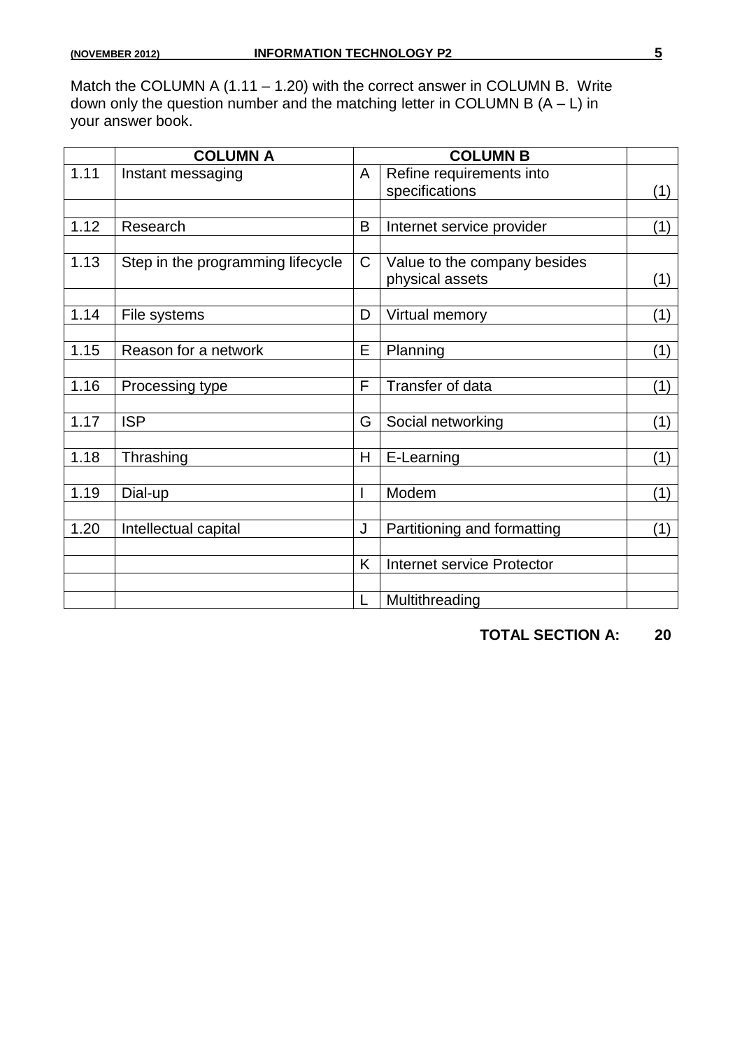Match the COLUMN A (1.11 – 1.20) with the correct answer in COLUMN B. Write down only the question number and the matching letter in COLUMN B (A – L) in your answer book.

| | COLUMN A | | COLUMN B | |
|---|---|---|---|---|
| 1.11 | Instant messaging | A | Refine requirements into specifications | (1) |
| 1.12 | Research | B | Internet service provider | (1) |
| 1.13 | Step in the programming lifecycle | C | Value to the company besides physical assets | (1) |
| 1.14 | File systems | D | Virtual memory | (1) |
| 1.15 | Reason for a network | E | Planning | (1) |
| 1.16 | Processing type | F | Transfer of data | (1) |
| 1.17 | ISP | G | Social networking | (1) |
| 1.18 | Thrashing | H | E-Learning | (1) |
| 1.19 | Dial-up | I | Modem | (1) |
| 1.20 | Intellectual capital | J | Partitioning and formatting | (1) |
| | | K | Internet service Protector | |
| | | L | Multithreading | |

**TOTAL SECTION A: 20**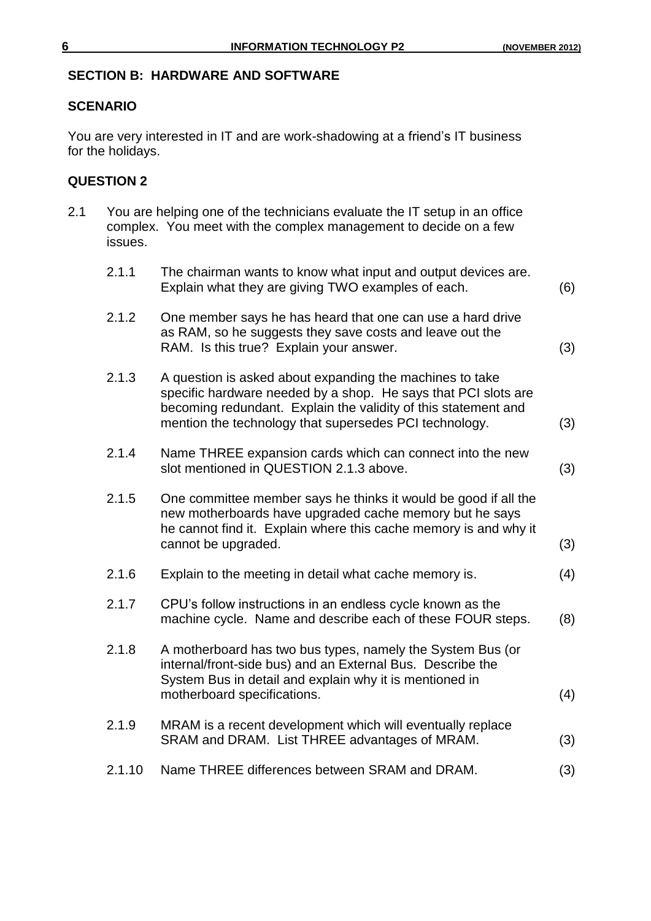## SECTION B: HARDWARE AND SOFTWARE

### SCENARIO

You are very interested in IT and are work-shadowing at a friend's IT business for the holidays.

### QUESTION 2

2.1 You are helping one of the technicians evaluate the IT setup in an office complex. You meet with the complex management to decide on a few issues.

2.1.1 The chairman wants to know what input and output devices are. Explain what they are giving TWO examples of each. (6)

2.1.2 One member says he has heard that one can use a hard drive as RAM, so he suggests they save costs and leave out the RAM. Is this true? Explain your answer. (3)

2.1.3 A question is asked about expanding the machines to take specific hardware needed by a shop. He says that PCI slots are becoming redundant. Explain the validity of this statement and mention the technology that supersedes PCI technology. (3)

2.1.4 Name THREE expansion cards which can connect into the new slot mentioned in QUESTION 2.1.3 above. (3)

2.1.5 One committee member says he thinks it would be good if all the new motherboards have upgraded cache memory but he says he cannot find it. Explain where this cache memory is and why it cannot be upgraded. (3)

2.1.6 Explain to the meeting in detail what cache memory is. (4)

2.1.7 CPU's follow instructions in an endless cycle known as the machine cycle. Name and describe each of these FOUR steps. (8)

2.1.8 A motherboard has two bus types, namely the System Bus (or internal/front-side bus) and an External Bus. Describe the System Bus in detail and explain why it is mentioned in motherboard specifications. (4)

2.1.9 MRAM is a recent development which will eventually replace SRAM and DRAM. List THREE advantages of MRAM. (3)

2.1.10 Name THREE differences between SRAM and DRAM. (3)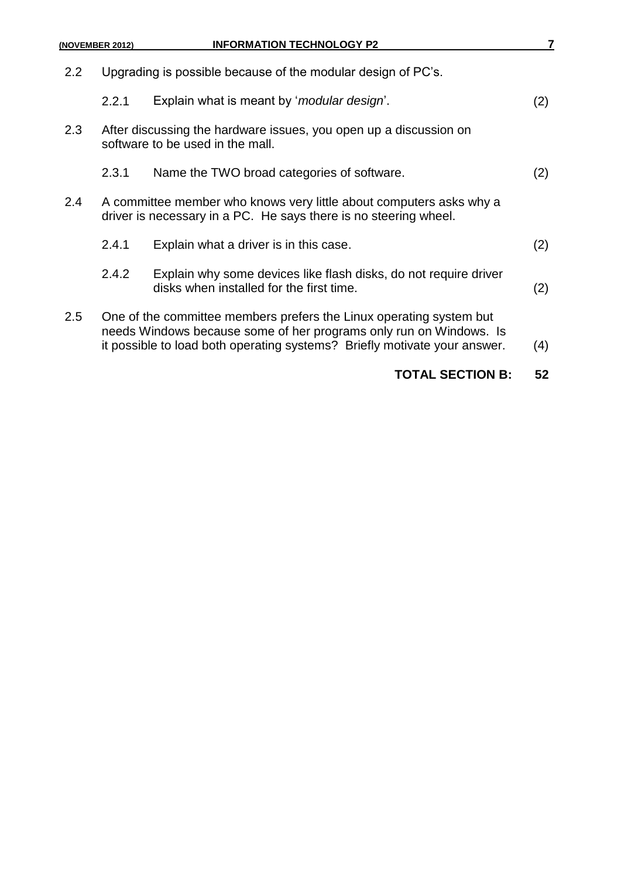2.2 Upgrading is possible because of the modular design of PC's.

2.2.1 Explain what is meant by '*modular design*'. (2)

2.3 After discussing the hardware issues, you open up a discussion on software to be used in the mall.

2.3.1 Name the TWO broad categories of software. (2)

2.4 A committee member who knows very little about computers asks why a driver is necessary in a PC. He says there is no steering wheel.

2.4.1 Explain what a driver is in this case. (2)

2.4.2 Explain why some devices like flash disks, do not require driver disks when installed for the first time. (2)

2.5 One of the committee members prefers the Linux operating system but needs Windows because some of her programs only run on Windows. Is it possible to load both operating systems? Briefly motivate your answer. (4)

**TOTAL SECTION B: 52**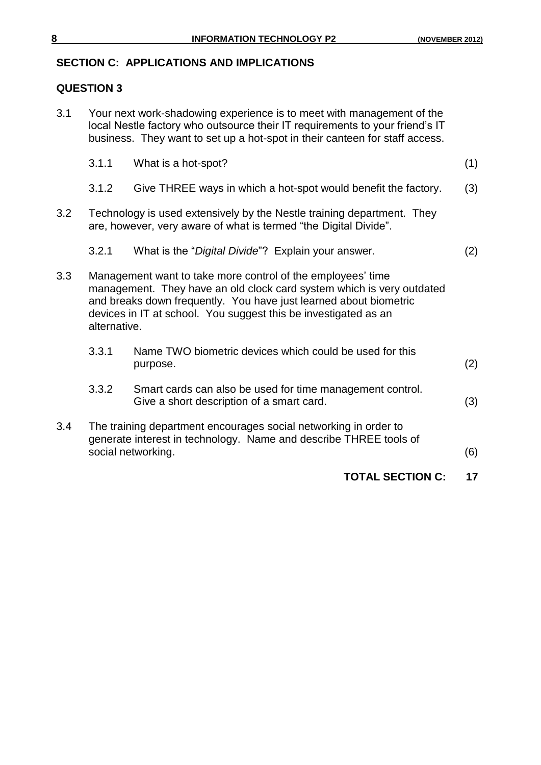## SECTION C: APPLICATIONS AND IMPLICATIONS

### QUESTION 3

3.1 Your next work-shadowing experience is to meet with management of the local Nestle factory who outsource their IT requirements to your friend's IT business. They want to set up a hot-spot in their canteen for staff access.

3.1.1 What is a hot-spot? (1)

3.1.2 Give THREE ways in which a hot-spot would benefit the factory. (3)

3.2 Technology is used extensively by the Nestle training department. They are, however, very aware of what is termed "the Digital Divide".

3.2.1 What is the "*Digital Divide*"? Explain your answer. (2)

3.3 Management want to take more control of the employees' time management. They have an old clock card system which is very outdated and breaks down frequently. You have just learned about biometric devices in IT at school. You suggest this be investigated as an alternative.

3.3.1 Name TWO biometric devices which could be used for this purpose. (2)

3.3.2 Smart cards can also be used for time management control. Give a short description of a smart card. (3)

3.4 The training department encourages social networking in order to generate interest in technology. Name and describe THREE tools of social networking. (6)

**TOTAL SECTION C: 17**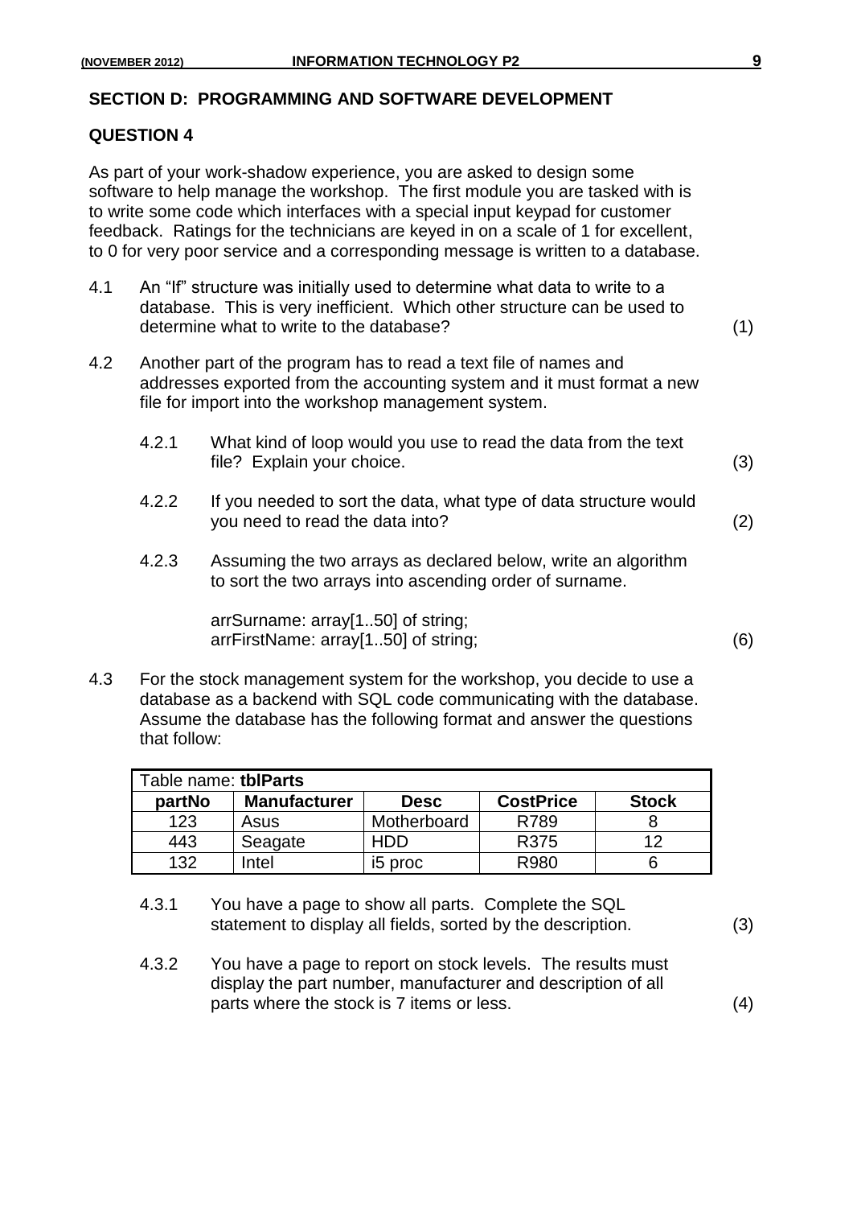## SECTION D: PROGRAMMING AND SOFTWARE DEVELOPMENT

### QUESTION 4

As part of your work-shadow experience, you are asked to design some software to help manage the workshop. The first module you are tasked with is to write some code which interfaces with a special input keypad for customer feedback. Ratings for the technicians are keyed in on a scale of 1 for excellent, to 0 for very poor service and a corresponding message is written to a database.

4.1 An "If" structure was initially used to determine what data to write to a database. This is very inefficient. Which other structure can be used to determine what to write to the database? (1)

4.2 Another part of the program has to read a text file of names and addresses exported from the accounting system and it must format a new file for import into the workshop management system.

4.2.1 What kind of loop would you use to read the data from the text file? Explain your choice. (3)

4.2.2 If you needed to sort the data, what type of data structure would you need to read the data into? (2)

4.2.3 Assuming the two arrays as declared below, write an algorithm to sort the two arrays into ascending order of surname.

```
arrSurname: array[1..50] of string;
arrFirstName: array[1..50] of string;
```

(6)

4.3 For the stock management system for the workshop, you decide to use a database as a backend with SQL code communicating with the database. Assume the database has the following format and answer the questions that follow:

| Table name: **tblParts** | | | | |
|---|---|---|---|---|
| **partNo** | **Manufacturer** | **Desc** | **CostPrice** | **Stock** |
| 123 | Asus | Motherboard | R789 | 8 |
| 443 | Seagate | HDD | R375 | 12 |
| 132 | Intel | i5 proc | R980 | 6 |

4.3.1 You have a page to show all parts. Complete the SQL statement to display all fields, sorted by the description. (3)

4.3.2 You have a page to report on stock levels. The results must display the part number, manufacturer and description of all parts where the stock is 7 items or less. (4)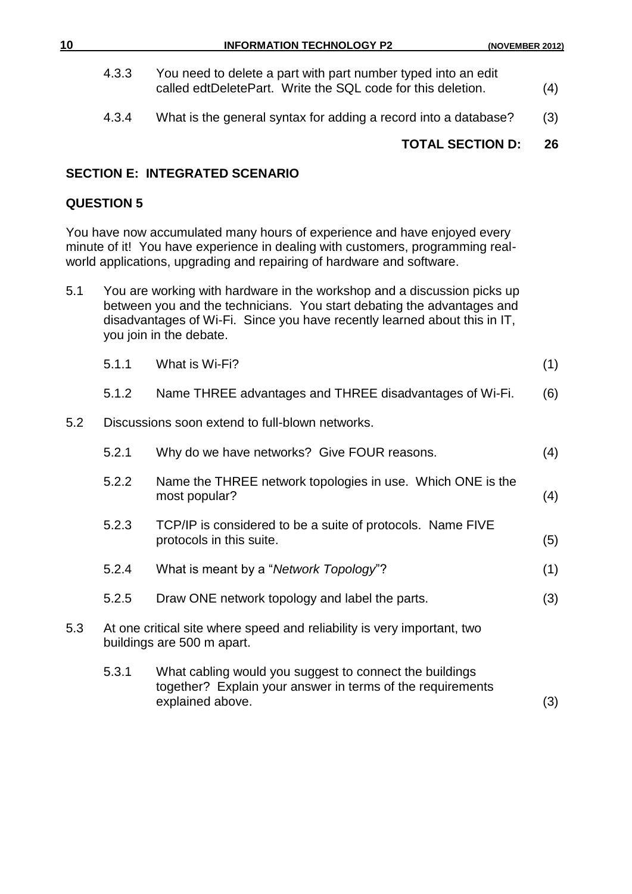4.3.3 You need to delete a part with part number typed into an edit called edtDeletePart. Write the SQL code for this deletion. (4)

4.3.4 What is the general syntax for adding a record into a database? (3)

**TOTAL SECTION D: 26**

## SECTION E: INTEGRATED SCENARIO

### QUESTION 5

You have now accumulated many hours of experience and have enjoyed every minute of it! You have experience in dealing with customers, programming real-world applications, upgrading and repairing of hardware and software.

5.1 You are working with hardware in the workshop and a discussion picks up between you and the technicians. You start debating the advantages and disadvantages of Wi-Fi. Since you have recently learned about this in IT, you join in the debate.

5.1.1 What is Wi-Fi? (1)

5.1.2 Name THREE advantages and THREE disadvantages of Wi-Fi. (6)

5.2 Discussions soon extend to full-blown networks.

5.2.1 Why do we have networks? Give FOUR reasons. (4)

5.2.2 Name the THREE network topologies in use. Which ONE is the most popular? (4)

5.2.3 TCP/IP is considered to be a suite of protocols. Name FIVE protocols in this suite. (5)

5.2.4 What is meant by a "*Network Topology*"? (1)

5.2.5 Draw ONE network topology and label the parts. (3)

5.3 At one critical site where speed and reliability is very important, two buildings are 500 m apart.

5.3.1 What cabling would you suggest to connect the buildings together? Explain your answer in terms of the requirements explained above. (3)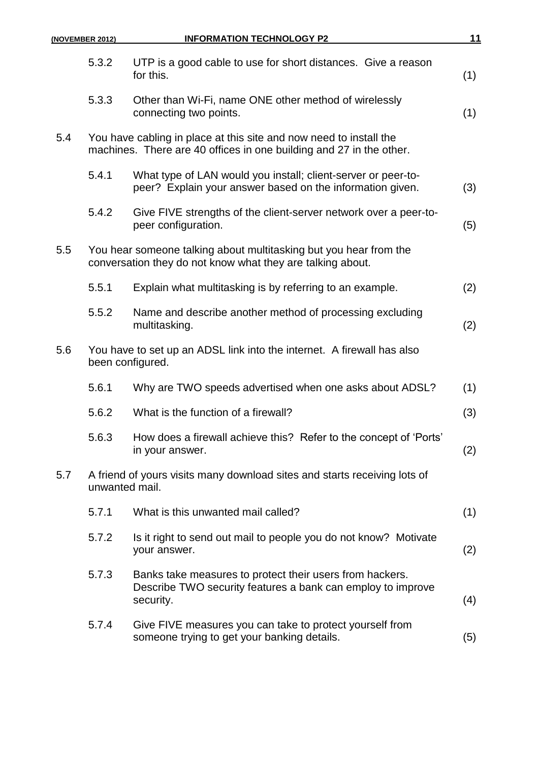5.3.2 UTP is a good cable to use for short distances. Give a reason for this. (1)

5.3.3 Other than Wi-Fi, name ONE other method of wirelessly connecting two points. (1)

5.4 You have cabling in place at this site and now need to install the machines. There are 40 offices in one building and 27 in the other.

5.4.1 What type of LAN would you install; client-server or peer-to-peer? Explain your answer based on the information given. (3)

5.4.2 Give FIVE strengths of the client-server network over a peer-to-peer configuration. (5)

5.5 You hear someone talking about multitasking but you hear from the conversation they do not know what they are talking about.

5.5.1 Explain what multitasking is by referring to an example. (2)

5.5.2 Name and describe another method of processing excluding multitasking. (2)

5.6 You have to set up an ADSL link into the internet. A firewall has also been configured.

5.6.1 Why are TWO speeds advertised when one asks about ADSL? (1)

5.6.2 What is the function of a firewall? (3)

5.6.3 How does a firewall achieve this? Refer to the concept of 'Ports' in your answer. (2)

5.7 A friend of yours visits many download sites and starts receiving lots of unwanted mail.

5.7.1 What is this unwanted mail called? (1)

5.7.2 Is it right to send out mail to people you do not know? Motivate your answer. (2)

5.7.3 Banks take measures to protect their users from hackers. Describe TWO security features a bank can employ to improve security. (4)

5.7.4 Give FIVE measures you can take to protect yourself from someone trying to get your banking details. (5)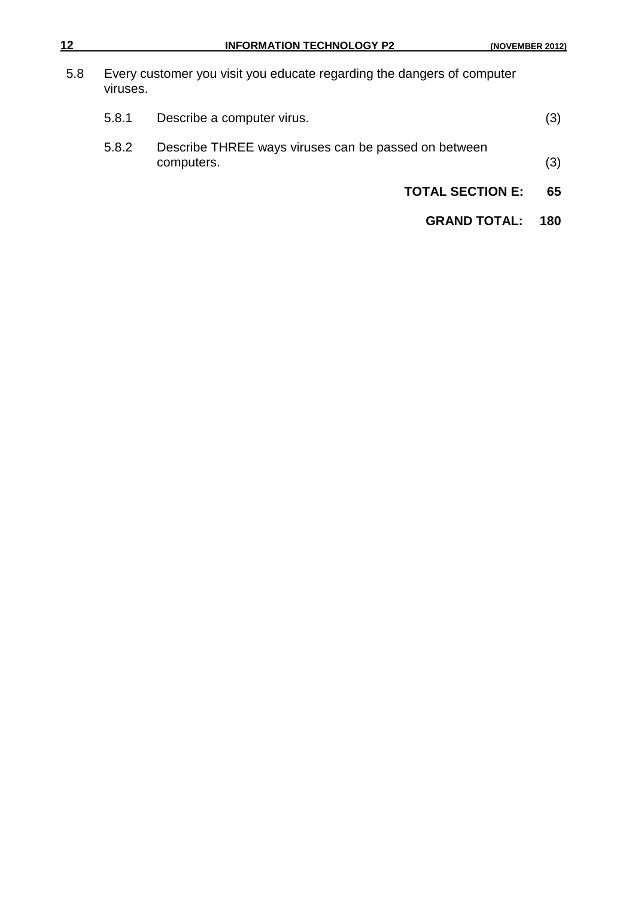5.8 Every customer you visit you educate regarding the dangers of computer viruses.

5.8.1 Describe a computer virus. (3)

5.8.2 Describe THREE ways viruses can be passed on between computers. (3)

**TOTAL SECTION E: 65**

**GRAND TOTAL: 180**